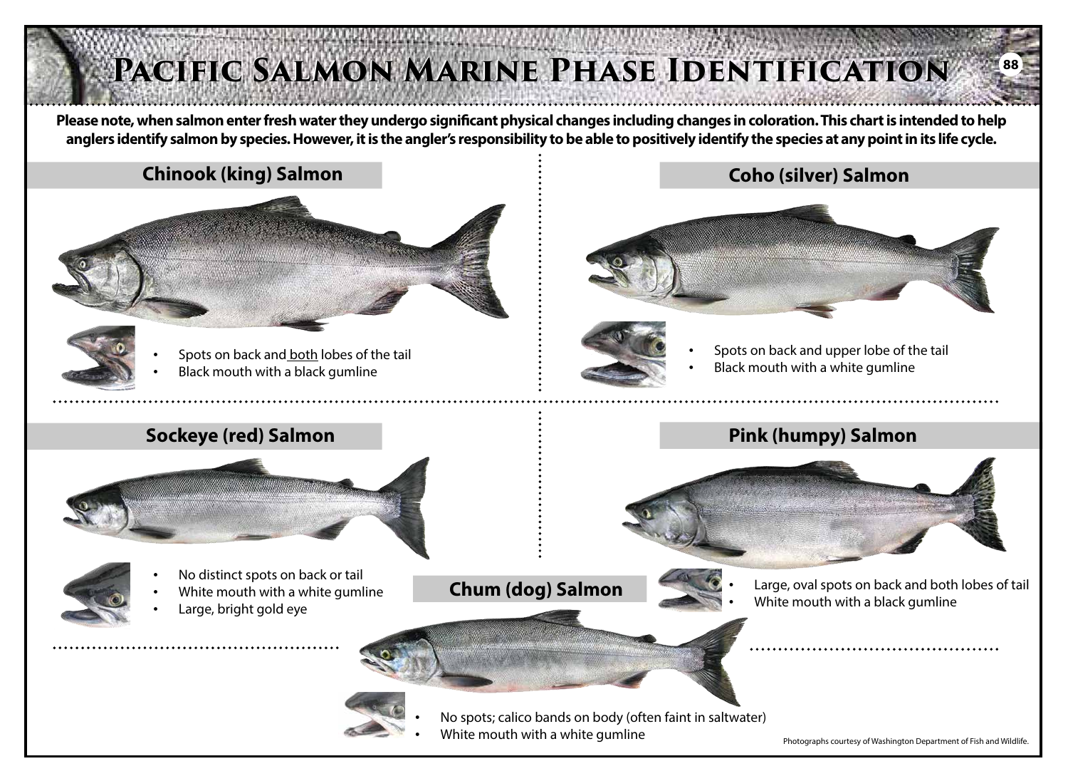# Pacific Salmon Marine Phase Identification

**Please note, when salmon enter fresh water they undergo significant physical changes including changes in coloration. This chart is intended to help anglers identify salmon by species. However, it is the angler's responsibility to be able to positively identify the species at any point in its life cycle.**

## Chinook (king) Salmon

- Spots on back and both lobes of the tail
- Black mouth with a black gumline

## Coho (silver) Salmon

- Spots on back and upper lobe of the tail
- Black mouth with a white gumline

## Sockeye (red) Salmon

- No distinct spots on back or tail
- White mouth with a white gumline
- Large, bright gold eye

## Pink (humpy) Salmon

- Large, oval spots on back and both lobes of tail
- White mouth with a black gumline

## Chum (dog) Salmon

- No spots; calico bands on body (often faint in saltwater)
- White mouth with a white gumline

Photographs courtesy of Washington Department of Fish and Wildlife.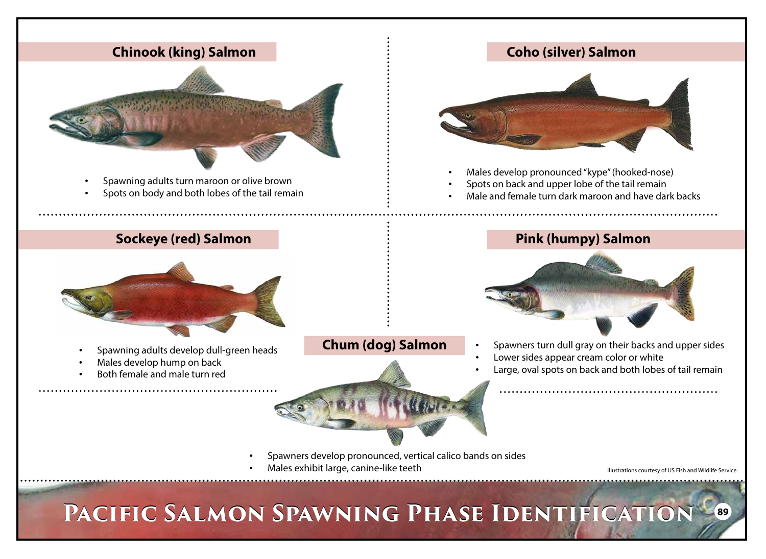# Pacific Salmon Spawning Phase Identification

## Chinook (king) Salmon

- Spawning adults turn maroon or olive brown
- Spots on body and both lobes of the tail remain

## Coho (silver) Salmon

- Males develop pronounced "kype" (hooked-nose)
- Spots on back and upper lobe of the tail remain
- Male and female turn dark maroon and have dark backs

## Sockeye (red) Salmon

- Spawning adults develop dull-green heads
- Males develop hump on back
- Both female and male turn red

## Pink (humpy) Salmon

- Spawners turn dull gray on their backs and upper sides
- Lower sides appear cream color or white
- Large, oval spots on back and both lobes of tail remain

## Chum (dog) Salmon

- Spawners develop pronounced, vertical calico bands on sides
- Males exhibit large, canine-like teeth

Illustrations courtesy of US Fish and Wildlife Service.